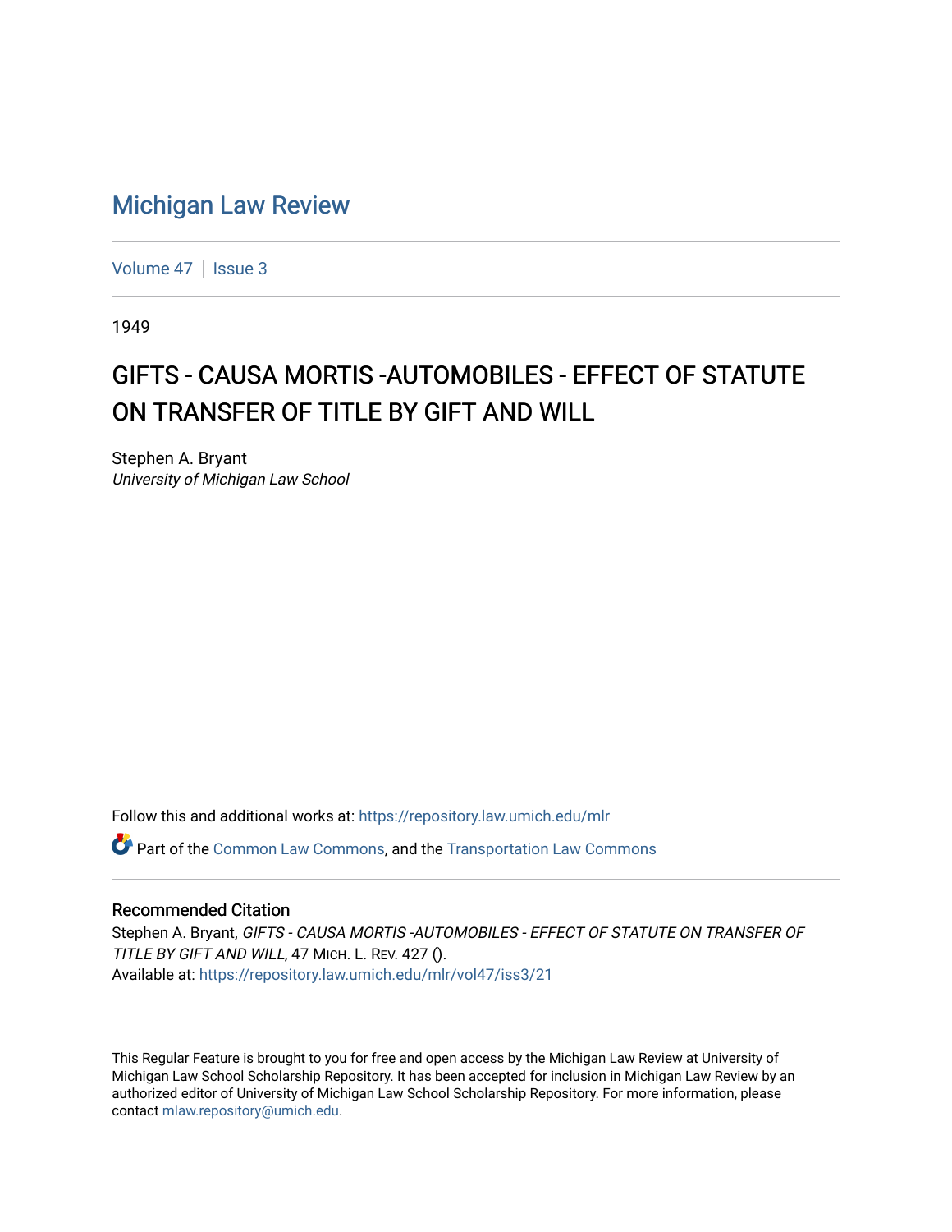[Michigan Law Review](https://repository.law.umich.edu/mlr)

[Volume 47](https://repository.law.umich.edu/mlr/vol47) | [Issue 3](https://repository.law.umich.edu/mlr/vol47/iss3)

1949

# GIFTS - CAUSA MORTIS -AUTOMOBILES - EFFECT OF STATUTE ON TRANSFER OF TITLE BY GIFT AND WILL

Stephen A. Bryant
*University of Michigan Law School*

Follow this and additional works at: https://repository.law.umich.edu/mlr

Part of the Common Law Commons, and the Transportation Law Commons

## Recommended Citation

Stephen A. Bryant, *GIFTS - CAUSA MORTIS -AUTOMOBILES - EFFECT OF STATUTE ON TRANSFER OF TITLE BY GIFT AND WILL*, 47 MICH. L. REV. 427 ().
Available at: https://repository.law.umich.edu/mlr/vol47/iss3/21

This Regular Feature is brought to you for free and open access by the Michigan Law Review at University of Michigan Law School Scholarship Repository. It has been accepted for inclusion in Michigan Law Review by an authorized editor of University of Michigan Law School Scholarship Repository. For more information, please contact mlaw.repository@umich.edu.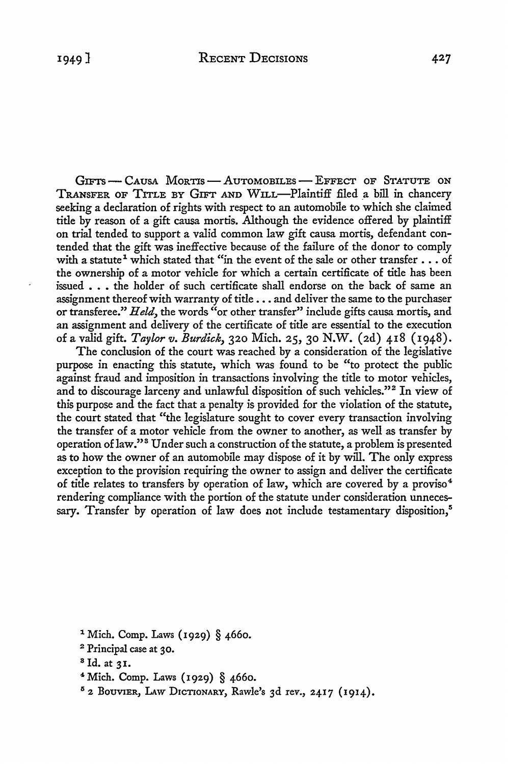GIFTS — CAUSA MORTIS — AUTOMOBILES — EFFECT OF STATUTE ON TRANSFER OF TITLE BY GIFT AND WILL—Plaintiff filed a bill in chancery seeking a declaration of rights with respect to an automobile to which she claimed title by reason of a gift causa mortis. Although the evidence offered by plaintiff on trial tended to support a valid common law gift causa mortis, defendant contended that the gift was ineffective because of the failure of the donor to comply with a statute[1] which stated that "in the event of the sale or other transfer . . . of the ownership of a motor vehicle for which a certain certificate of title has been issued . . . the holder of such certificate shall endorse on the back of same an assignment thereof with warranty of title . . . and deliver the same to the purchaser or transferee." *Held,* the words "or other transfer" include gifts causa mortis, and an assignment and delivery of the certificate of title are essential to the execution of a valid gift. *Taylor v. Burdick,* 320 Mich. 25, 30 N.W. (2d) 418 (1948).

The conclusion of the court was reached by a consideration of the legislative purpose in enacting this statute, which was found to be "to protect the public against fraud and imposition in transactions involving the title to motor vehicles, and to discourage larceny and unlawful disposition of such vehicles."[2] In view of this purpose and the fact that a penalty is provided for the violation of the statute, the court stated that "the legislature sought to cover every transaction involving the transfer of a motor vehicle from the owner to another, as well as transfer by operation of law."[3] Under such a construction of the statute, a problem is presented as to how the owner of an automobile may dispose of it by will. The only express exception to the provision requiring the owner to assign and deliver the certificate of title relates to transfers by operation of law, which are covered by a proviso[4] rendering compliance with the portion of the statute under consideration unnecessary. Transfer by operation of law does not include testamentary disposition,[5]

---

[1] Mich. Comp. Laws (1929) § 4660.

[2] Principal case at 30.

[3] Id. at 31.

[4] Mich. Comp. Laws (1929) § 4660.

[5] 2 BOUVIER, LAW DICTIONARY, Rawle's 3d rev., 2417 (1914).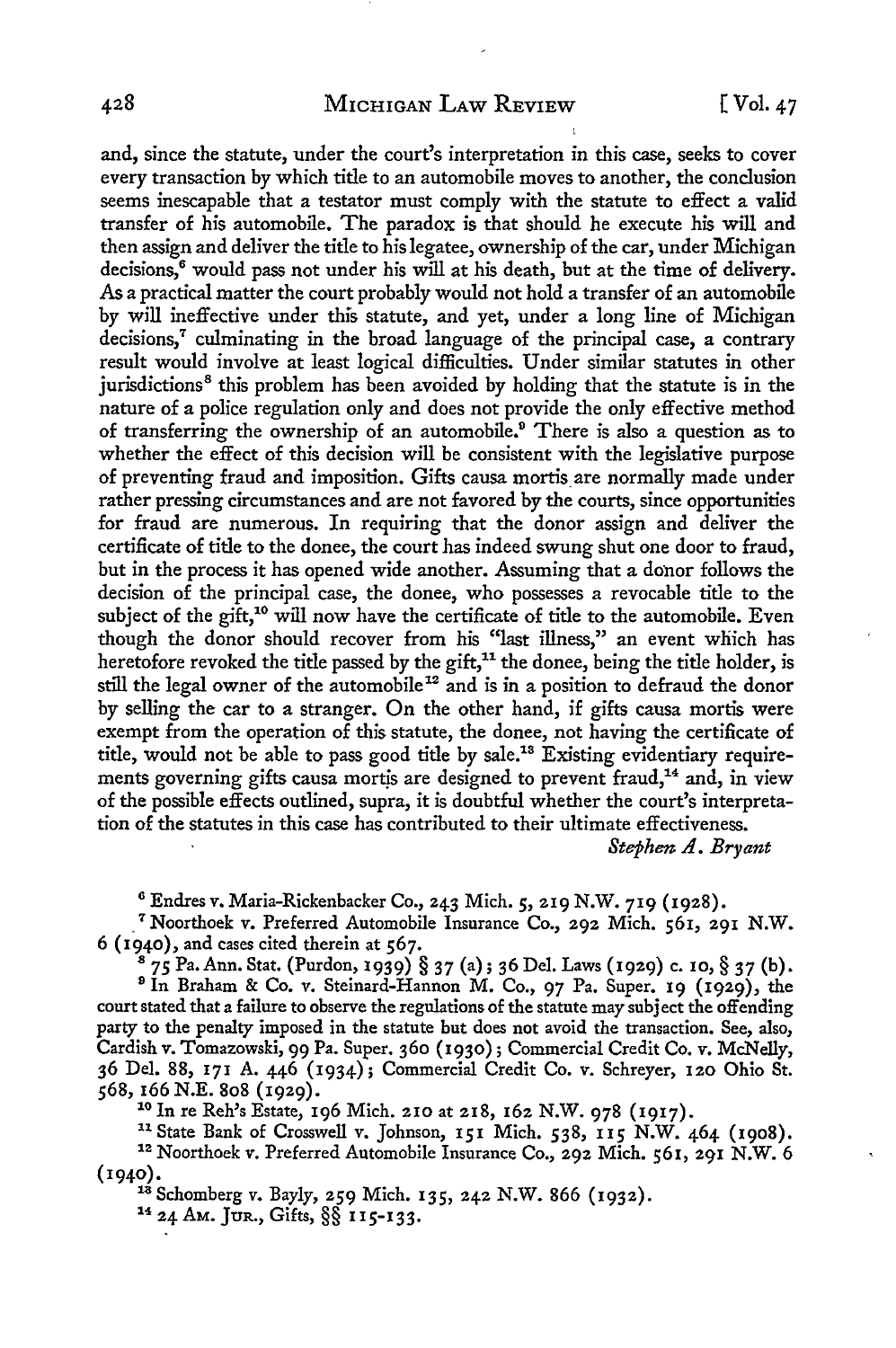and, since the statute, under the court's interpretation in this case, seeks to cover every transaction by which title to an automobile moves to another, the conclusion seems inescapable that a testator must comply with the statute to effect a valid transfer of his automobile. The paradox is that should he execute his will and then assign and deliver the title to his legatee, ownership of the car, under Michigan decisions,[6] would pass not under his will at his death, but at the time of delivery. As a practical matter the court probably would not hold a transfer of an automobile by will ineffective under this statute, and yet, under a long line of Michigan decisions,[7] culminating in the broad language of the principal case, a contrary result would involve at least logical difficulties. Under similar statutes in other jurisdictions[8] this problem has been avoided by holding that the statute is in the nature of a police regulation only and does not provide the only effective method of transferring the ownership of an automobile.[9] There is also a question as to whether the effect of this decision will be consistent with the legislative purpose of preventing fraud and imposition. Gifts causa mortis are normally made under rather pressing circumstances and are not favored by the courts, since opportunities for fraud are numerous. In requiring that the donor assign and deliver the certificate of title to the donee, the court has indeed swung shut one door to fraud, but in the process it has opened wide another. Assuming that a donor follows the decision of the principal case, the donee, who possesses a revocable title to the subject of the gift,[10] will now have the certificate of title to the automobile. Even though the donor should recover from his "last illness," an event which has heretofore revoked the title passed by the gift,[11] the donee, being the title holder, is still the legal owner of the automobile[12] and is in a position to defraud the donor by selling the car to a stranger. On the other hand, if gifts causa mortis were exempt from the operation of this statute, the donee, not having the certificate of title, would not be able to pass good title by sale.[13] Existing evidentiary requirements governing gifts causa mortis are designed to prevent fraud,[14] and, in view of the possible effects outlined, supra, it is doubtful whether the court's interpretation of the statutes in this case has contributed to their ultimate effectiveness.

*Stephen A. Bryant*

---

[6] Endres v. Maria-Rickenbacker Co., 243 Mich. 5, 219 N.W. 719 (1928).

[7] Noorthoek v. Preferred Automobile Insurance Co., 292 Mich. 561, 291 N.W. 6 (1940), and cases cited therein at 567.

[8] 75 Pa. Ann. Stat. (Purdon, 1939) § 37 (a); 36 Del. Laws (1929) c. 10, § 37 (b).

[9] In Braham & Co. v. Steinard-Hannon M. Co., 97 Pa. Super. 19 (1929), the court stated that a failure to observe the regulations of the statute may subject the offending party to the penalty imposed in the statute but does not avoid the transaction. See, also, Cardish v. Tomazowski, 99 Pa. Super. 360 (1930); Commercial Credit Co. v. McNelly, 36 Del. 88, 171 A. 446 (1934); Commercial Credit Co. v. Schreyer, 120 Ohio St. 568, 166 N.E. 808 (1929).

[10] In re Reh's Estate, 196 Mich. 210 at 218, 162 N.W. 978 (1917).

[11] State Bank of Crosswell v. Johnson, 151 Mich. 538, 115 N.W. 464 (1908).

[12] Noorthoek v. Preferred Automobile Insurance Co., 292 Mich. 561, 291 N.W. 6 (1940).

[13] Schomberg v. Bayly, 259 Mich. 135, 242 N.W. 866 (1932).

[14] 24 Am. Jur., Gifts, §§ 115-133.